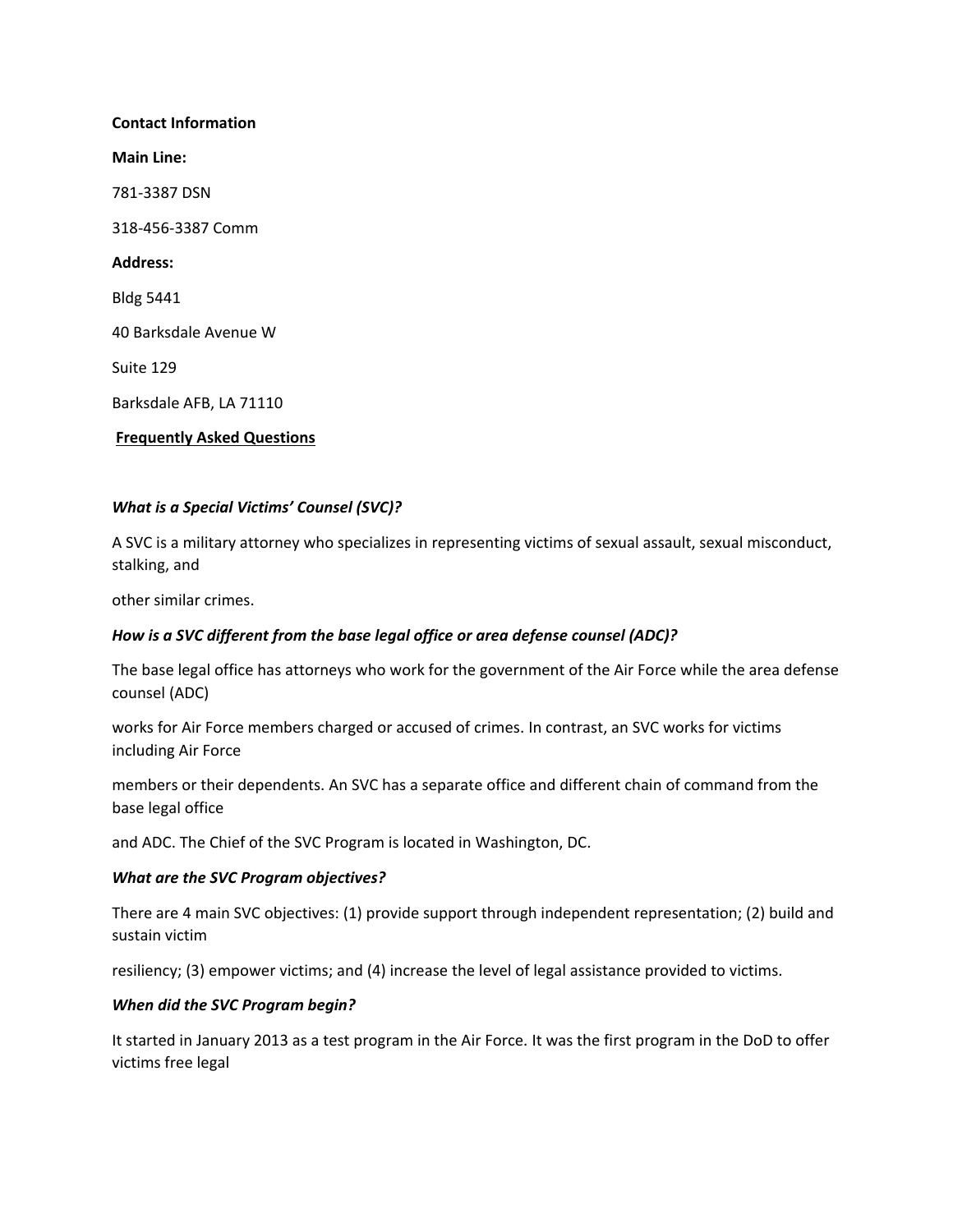**Contact Information**

**Main Line:**

781-3387 DSN

318-456-3387 Comm

**Address:**

Bldg 5441

40 Barksdale Avenue W

Suite 129

Barksdale AFB, LA 71110

**Frequently Asked Questions**

***What is a Special Victims' Counsel (SVC)?***

A SVC is a military attorney who specializes in representing victims of sexual assault, sexual misconduct, stalking, and other similar crimes.

***How is a SVC different from the base legal office or area defense counsel (ADC)?***

The base legal office has attorneys who work for the government of the Air Force while the area defense counsel (ADC) works for Air Force members charged or accused of crimes. In contrast, an SVC works for victims including Air Force members or their dependents. An SVC has a separate office and different chain of command from the base legal office and ADC. The Chief of the SVC Program is located in Washington, DC.

***What are the SVC Program objectives?***

There are 4 main SVC objectives: (1) provide support through independent representation; (2) build and sustain victim resiliency; (3) empower victims; and (4) increase the level of legal assistance provided to victims.

***When did the SVC Program begin?***

It started in January 2013 as a test program in the Air Force. It was the first program in the DoD to offer victims free legal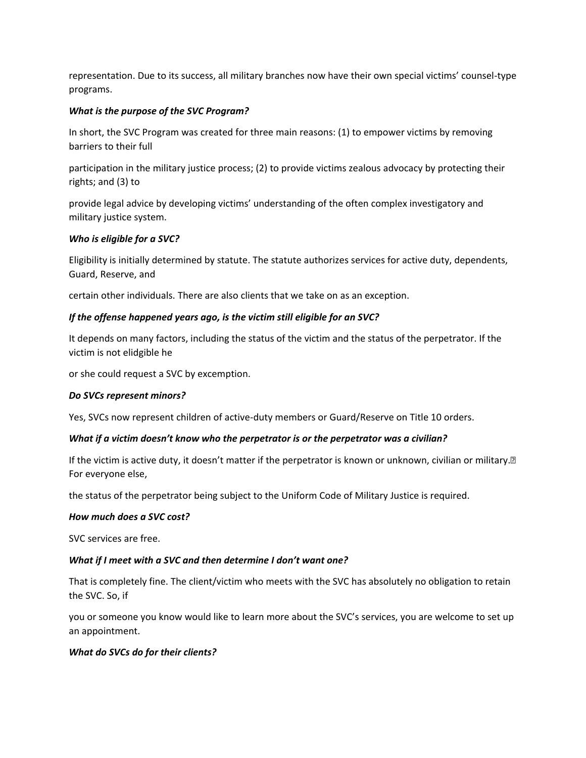representation. Due to its success, all military branches now have their own special victims' counsel-type programs.

***What is the purpose of the SVC Program?***

In short, the SVC Program was created for three main reasons: (1) to empower victims by removing barriers to their full participation in the military justice process; (2) to provide victims zealous advocacy by protecting their rights; and (3) to provide legal advice by developing victims' understanding of the often complex investigatory and military justice system.

***Who is eligible for a SVC?***

Eligibility is initially determined by statute. The statute authorizes services for active duty, dependents, Guard, Reserve, and certain other individuals. There are also clients that we take on as an exception.

***If the offense happened years ago, is the victim still eligible for an SVC?***

It depends on many factors, including the status of the victim and the status of the perpetrator. If the victim is not elidgible he or she could request a SVC by excemption.

***Do SVCs represent minors?***

Yes, SVCs now represent children of active-duty members or Guard/Reserve on Title 10 orders.

***What if a victim doesn't know who the perpetrator is or the perpetrator was a civilian?***

If the victim is active duty, it doesn't matter if the perpetrator is known or unknown, civilian or military. For everyone else, the status of the perpetrator being subject to the Uniform Code of Military Justice is required.

***How much does a SVC cost?***

SVC services are free.

***What if I meet with a SVC and then determine I don't want one?***

That is completely fine. The client/victim who meets with the SVC has absolutely no obligation to retain the SVC. So, if you or someone you know would like to learn more about the SVC's services, you are welcome to set up an appointment.

***What do SVCs do for their clients?***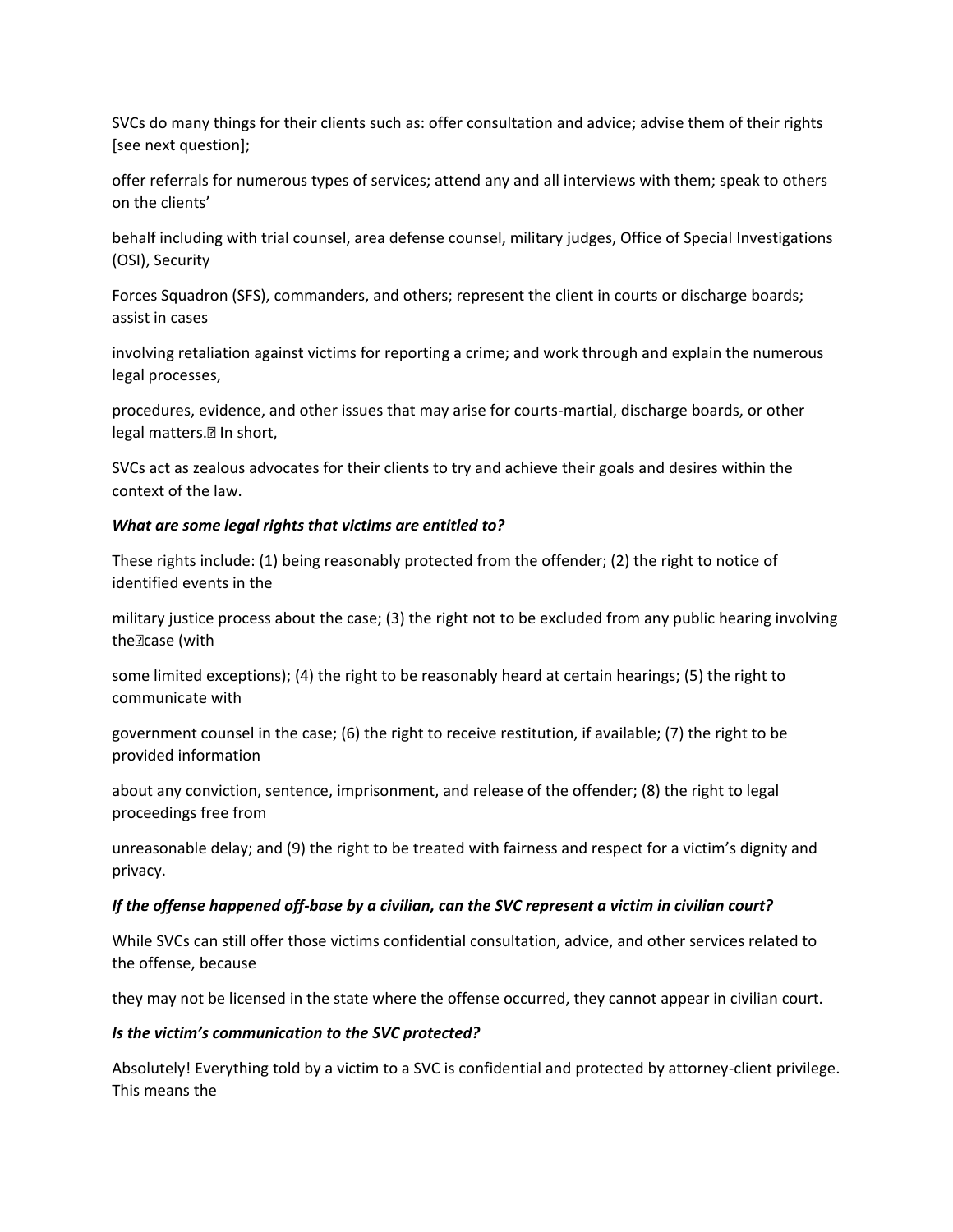SVCs do many things for their clients such as: offer consultation and advice; advise them of their rights [see next question]; offer referrals for numerous types of services; attend any and all interviews with them; speak to others on the clients' behalf including with trial counsel, area defense counsel, military judges, Office of Special Investigations (OSI), Security Forces Squadron (SFS), commanders, and others; represent the client in courts or discharge boards; assist in cases involving retaliation against victims for reporting a crime; and work through and explain the numerous legal processes, procedures, evidence, and other issues that may arise for courts-martial, discharge boards, or other legal matters. In short, SVCs act as zealous advocates for their clients to try and achieve their goals and desires within the context of the law.

***What are some legal rights that victims are entitled to?***

These rights include: (1) being reasonably protected from the offender; (2) the right to notice of identified events in the military justice process about the case; (3) the right not to be excluded from any public hearing involving the case (with some limited exceptions); (4) the right to be reasonably heard at certain hearings; (5) the right to communicate with government counsel in the case; (6) the right to receive restitution, if available; (7) the right to be provided information about any conviction, sentence, imprisonment, and release of the offender; (8) the right to legal proceedings free from unreasonable delay; and (9) the right to be treated with fairness and respect for a victim's dignity and privacy.

***If the offense happened off-base by a civilian, can the SVC represent a victim in civilian court?***

While SVCs can still offer those victims confidential consultation, advice, and other services related to the offense, because they may not be licensed in the state where the offense occurred, they cannot appear in civilian court.

***Is the victim's communication to the SVC protected?***

Absolutely! Everything told by a victim to a SVC is confidential and protected by attorney-client privilege. This means the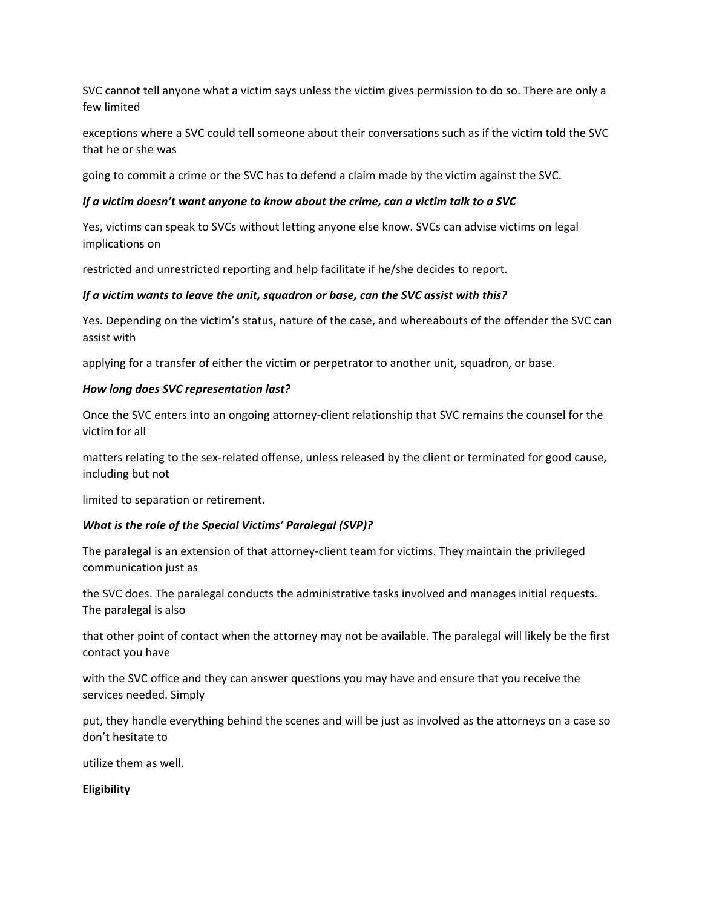SVC cannot tell anyone what a victim says unless the victim gives permission to do so. There are only a few limited exceptions where a SVC could tell someone about their conversations such as if the victim told the SVC that he or she was going to commit a crime or the SVC has to defend a claim made by the victim against the SVC.

***If a victim doesn't want anyone to know about the crime, can a victim talk to a SVC***

Yes, victims can speak to SVCs without letting anyone else know. SVCs can advise victims on legal implications on restricted and unrestricted reporting and help facilitate if he/she decides to report.

***If a victim wants to leave the unit, squadron or base, can the SVC assist with this?***

Yes. Depending on the victim's status, nature of the case, and whereabouts of the offender the SVC can assist with applying for a transfer of either the victim or perpetrator to another unit, squadron, or base.

***How long does SVC representation last?***

Once the SVC enters into an ongoing attorney-client relationship that SVC remains the counsel for the victim for all matters relating to the sex-related offense, unless released by the client or terminated for good cause, including but not limited to separation or retirement.

***What is the role of the Special Victims' Paralegal (SVP)?***

The paralegal is an extension of that attorney-client team for victims. They maintain the privileged communication just as the SVC does. The paralegal conducts the administrative tasks involved and manages initial requests. The paralegal is also that other point of contact when the attorney may not be available. The paralegal will likely be the first contact you have with the SVC office and they can answer questions you may have and ensure that you receive the services needed. Simply put, they handle everything behind the scenes and will be just as involved as the attorneys on a case so don't hesitate to utilize them as well.

**Eligibility**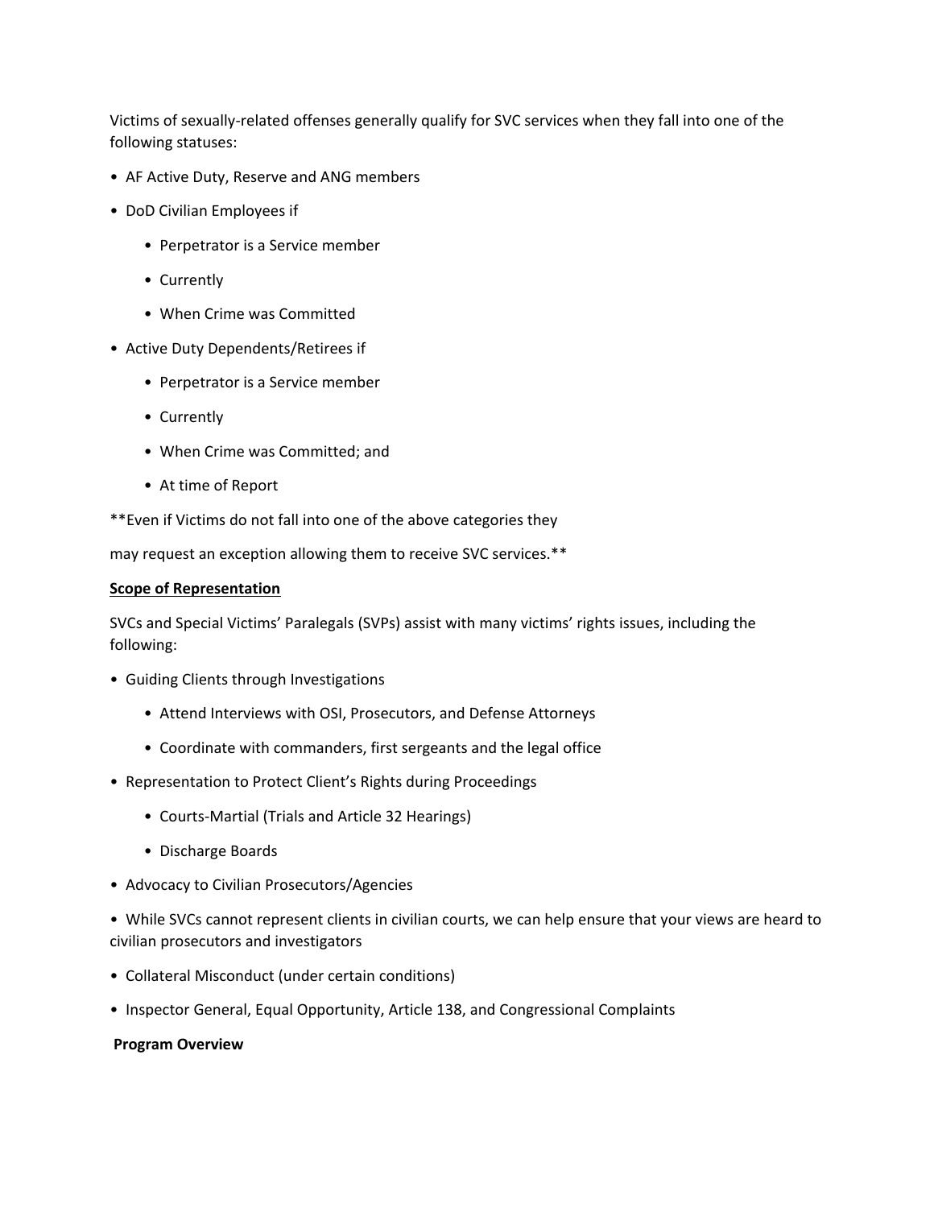Victims of sexually-related offenses generally qualify for SVC services when they fall into one of the following statuses:

- AF Active Duty, Reserve and ANG members
- DoD Civilian Employees if
    - Perpetrator is a Service member
    - Currently
    - When Crime was Committed
- Active Duty Dependents/Retirees if
    - Perpetrator is a Service member
    - Currently
    - When Crime was Committed; and
    - At time of Report

**Even if Victims do not fall into one of the above categories they may request an exception allowing them to receive SVC services.**

<u>**Scope of Representation**</u>

SVCs and Special Victims' Paralegals (SVPs) assist with many victims' rights issues, including the following:

- Guiding Clients through Investigations
    - Attend Interviews with OSI, Prosecutors, and Defense Attorneys
    - Coordinate with commanders, first sergeants and the legal office
- Representation to Protect Client's Rights during Proceedings
    - Courts-Martial (Trials and Article 32 Hearings)
    - Discharge Boards
- Advocacy to Civilian Prosecutors/Agencies
- While SVCs cannot represent clients in civilian courts, we can help ensure that your views are heard to civilian prosecutors and investigators
- Collateral Misconduct (under certain conditions)
- Inspector General, Equal Opportunity, Article 138, and Congressional Complaints

**Program Overview**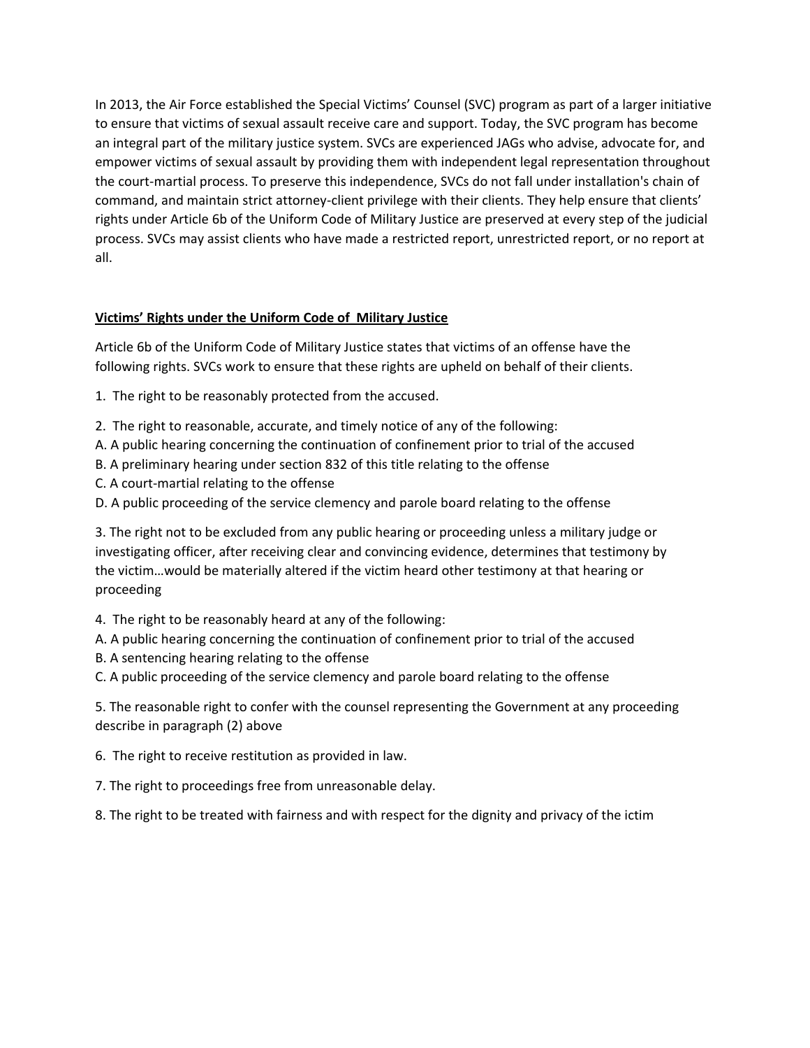In 2013, the Air Force established the Special Victims' Counsel (SVC) program as part of a larger initiative to ensure that victims of sexual assault receive care and support. Today, the SVC program has become an integral part of the military justice system. SVCs are experienced JAGs who advise, advocate for, and empower victims of sexual assault by providing them with independent legal representation throughout the court-martial process. To preserve this independence, SVCs do not fall under installation's chain of command, and maintain strict attorney-client privilege with their clients. They help ensure that clients' rights under Article 6b of the Uniform Code of Military Justice are preserved at every step of the judicial process. SVCs may assist clients who have made a restricted report, unrestricted report, or no report at all.

**<u>Victims' Rights under the Uniform Code of Military Justice</u>**

Article 6b of the Uniform Code of Military Justice states that victims of an offense have the following rights. SVCs work to ensure that these rights are upheld on behalf of their clients.

1. The right to be reasonably protected from the accused.

2. The right to reasonable, accurate, and timely notice of any of the following:
A. A public hearing concerning the continuation of confinement prior to trial of the accused
B. A preliminary hearing under section 832 of this title relating to the offense
C. A court-martial relating to the offense
D. A public proceeding of the service clemency and parole board relating to the offense

3. The right not to be excluded from any public hearing or proceeding unless a military judge or investigating officer, after receiving clear and convincing evidence, determines that testimony by the victim…would be materially altered if the victim heard other testimony at that hearing or proceeding

4. The right to be reasonably heard at any of the following:
A. A public hearing concerning the continuation of confinement prior to trial of the accused
B. A sentencing hearing relating to the offense
C. A public proceeding of the service clemency and parole board relating to the offense

5. The reasonable right to confer with the counsel representing the Government at any proceeding describe in paragraph (2) above

6. The right to receive restitution as provided in law.

7. The right to proceedings free from unreasonable delay.

8. The right to be treated with fairness and with respect for the dignity and privacy of the ictim